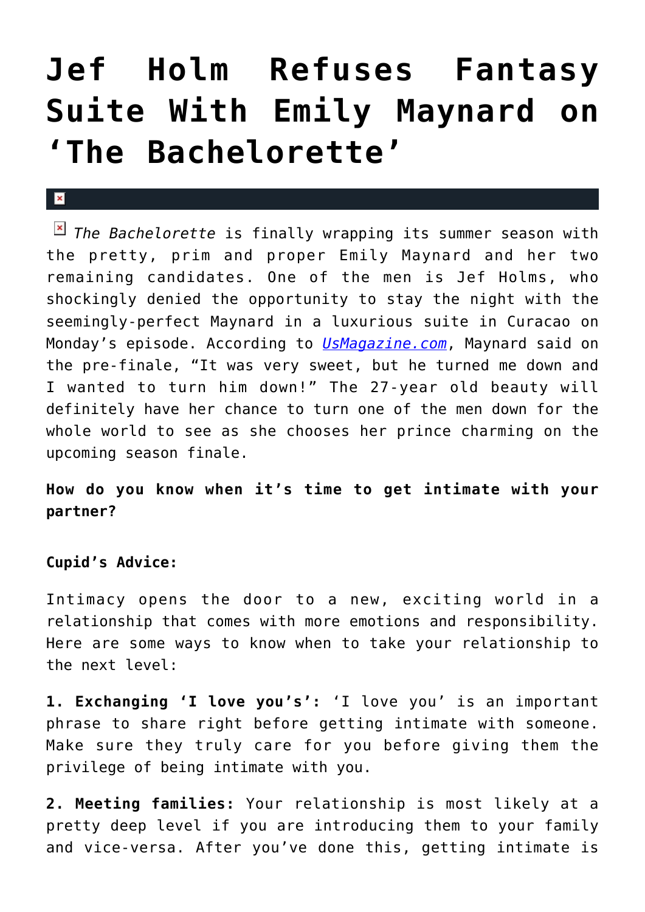# Jef Holm Refuses Fantasy Suite With Emily Maynard on 'The Bachelorette'

*The Bachelorette* is finally wrapping its summer season with the pretty, prim and proper Emily Maynard and her two remaining candidates. One of the men is Jef Holms, who shockingly denied the opportunity to stay the night with the seemingly-perfect Maynard in a luxurious suite in Curacao on Monday's episode. According to *UsMagazine.com*, Maynard said on the pre-finale, "It was very sweet, but he turned me down and I wanted to turn him down!" The 27-year old beauty will definitely have her chance to turn one of the men down for the whole world to see as she chooses her prince charming on the upcoming season finale.

**How do you know when it's time to get intimate with your partner?**

**Cupid's Advice:**

Intimacy opens the door to a new, exciting world in a relationship that comes with more emotions and responsibility. Here are some ways to know when to take your relationship to the next level:

**1. Exchanging 'I love you's':** 'I love you' is an important phrase to share right before getting intimate with someone. Make sure they truly care for you before giving them the privilege of being intimate with you.

**2. Meeting families:** Your relationship is most likely at a pretty deep level if you are introducing them to your family and vice-versa. After you've done this, getting intimate is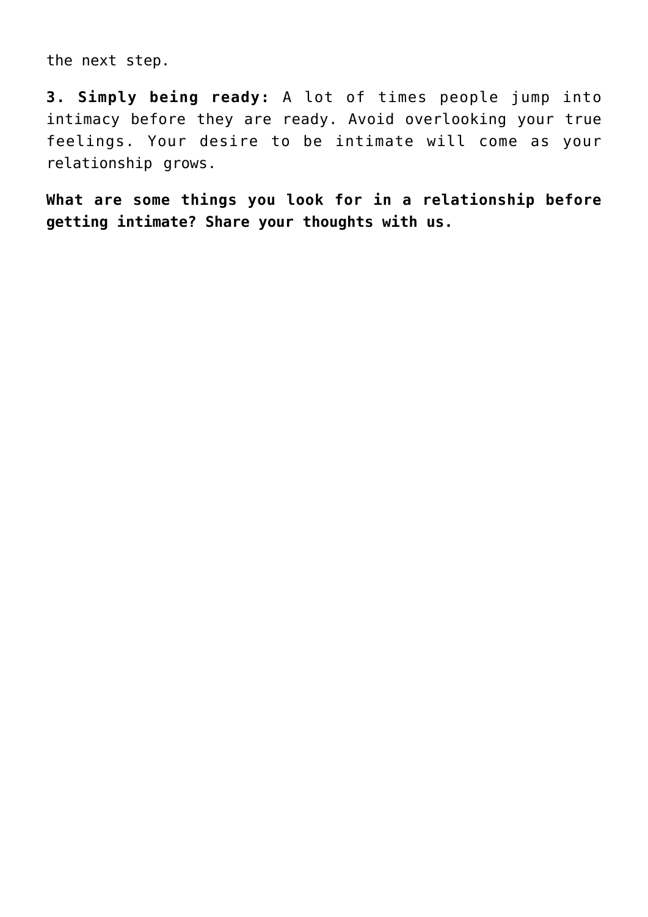the next step.

**3. Simply being ready:** A lot of times people jump into intimacy before they are ready. Avoid overlooking your true feelings. Your desire to be intimate will come as your relationship grows.

**What are some things you look for in a relationship before getting intimate? Share your thoughts with us.**